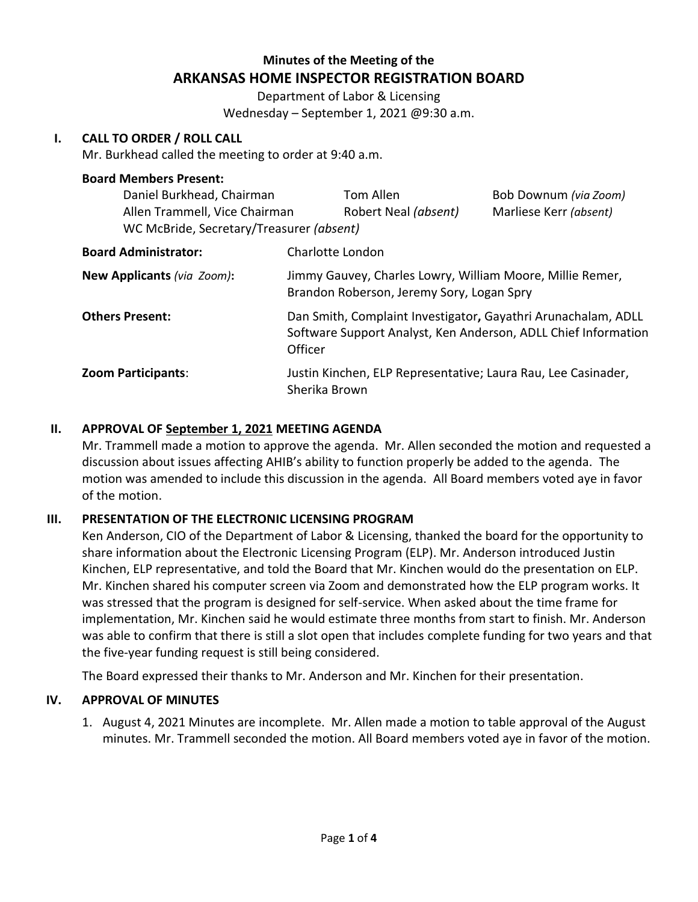**Minutes of the Meeting of the**

# ARKANSAS HOME INSPECTOR REGISTRATION BOARD

Department of Labor & Licensing
Wednesday – September 1, 2021 @9:30 a.m.

## I. CALL TO ORDER / ROLL CALL

Mr. Burkhead called the meeting to order at 9:40 a.m.

**Board Members Present:**

| | | |
|---|---|---|
| Daniel Burkhead, Chairman | Tom Allen | Bob Downum *(via Zoom)* |
| Allen Trammell, Vice Chairman | Robert Neal *(absent)* | Marliese Kerr *(absent)* |
| WC McBride, Secretary/Treasurer *(absent)* | | |

| | |
|---|---|
| **Board Administrator:** | Charlotte London |
| **New Applicants** *(via Zoom)***:** | Jimmy Gauvey, Charles Lowry, William Moore, Millie Remer, Brandon Roberson, Jeremy Sory, Logan Spry |
| **Others Present:** | Dan Smith, Complaint Investigator**,** Gayathri Arunachalam, ADLL Software Support Analyst, Ken Anderson, ADLL Chief Information Officer |
| **Zoom Participants**: | Justin Kinchen, ELP Representative; Laura Rau, Lee Casinader, Sherika Brown |

## II. APPROVAL OF September 1, 2021 MEETING AGENDA

Mr. Trammell made a motion to approve the agenda. Mr. Allen seconded the motion and requested a discussion about issues affecting AHIB's ability to function properly be added to the agenda. The motion was amended to include this discussion in the agenda. All Board members voted aye in favor of the motion.

## III. PRESENTATION OF THE ELECTRONIC LICENSING PROGRAM

Ken Anderson, CIO of the Department of Labor & Licensing, thanked the board for the opportunity to share information about the Electronic Licensing Program (ELP). Mr. Anderson introduced Justin Kinchen, ELP representative, and told the Board that Mr. Kinchen would do the presentation on ELP. Mr. Kinchen shared his computer screen via Zoom and demonstrated how the ELP program works. It was stressed that the program is designed for self-service. When asked about the time frame for implementation, Mr. Kinchen said he would estimate three months from start to finish. Mr. Anderson was able to confirm that there is still a slot open that includes complete funding for two years and that the five-year funding request is still being considered.

The Board expressed their thanks to Mr. Anderson and Mr. Kinchen for their presentation.

## IV. APPROVAL OF MINUTES

1. August 4, 2021 Minutes are incomplete. Mr. Allen made a motion to table approval of the August minutes. Mr. Trammell seconded the motion. All Board members voted aye in favor of the motion.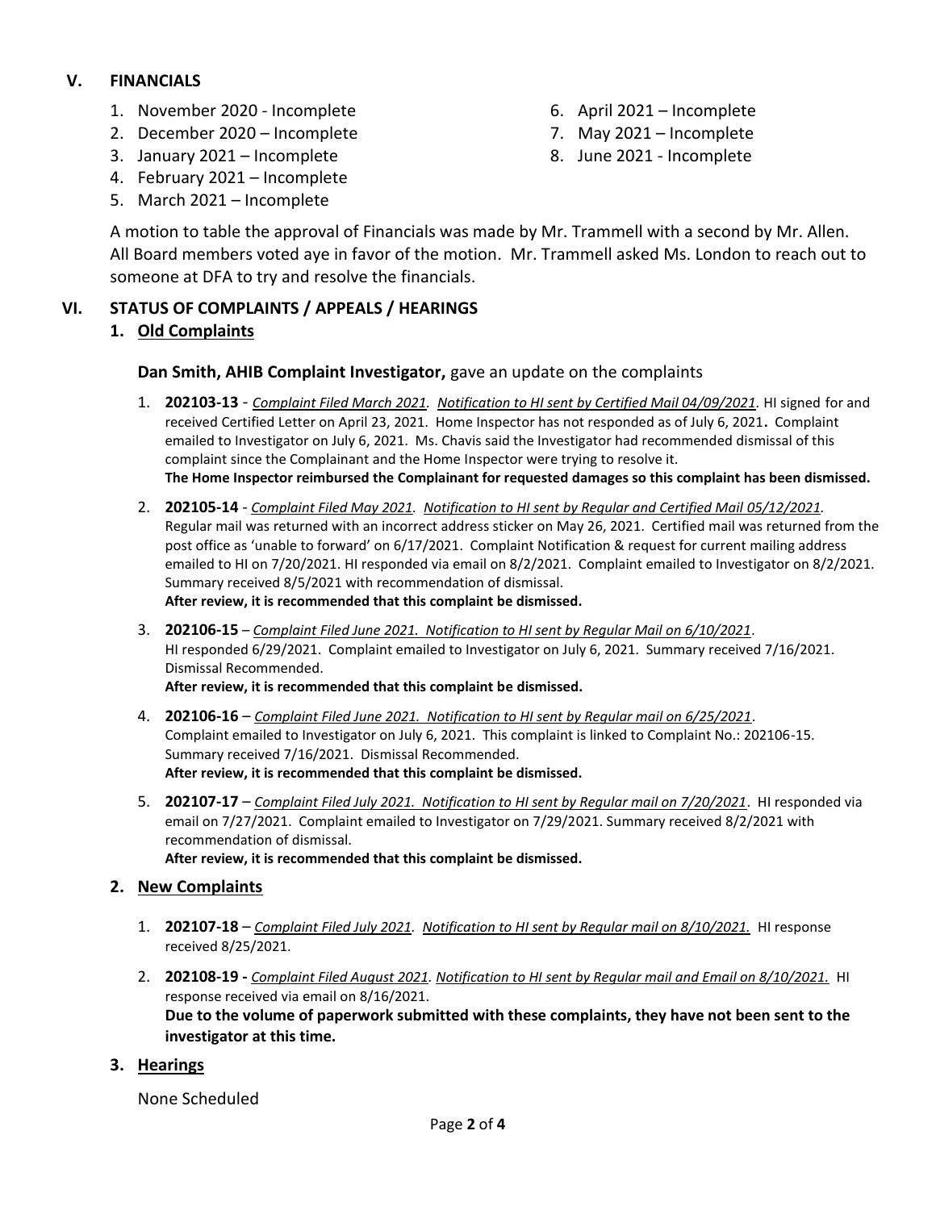## V. FINANCIALS

1. November 2020 - Incomplete
2. December 2020 – Incomplete
3. January 2021 – Incomplete
4. February 2021 – Incomplete
5. March 2021 – Incomplete
6. April 2021 – Incomplete
7. May 2021 – Incomplete
8. June 2021 - Incomplete

A motion to table the approval of Financials was made by Mr. Trammell with a second by Mr. Allen. All Board members voted aye in favor of the motion. Mr. Trammell asked Ms. London to reach out to someone at DFA to try and resolve the financials.

## VI. STATUS OF COMPLAINTS / APPEALS / HEARINGS

### 1. Old Complaints

**Dan Smith, AHIB Complaint Investigator,** gave an update on the complaints

1. **202103-13** - *Complaint Filed March 2021. Notification to HI sent by Certified Mail 04/09/2021.* HI signed for and received Certified Letter on April 23, 2021. Home Inspector has not responded as of July 6, 2021**.** Complaint emailed to Investigator on July 6, 2021. Ms. Chavis said the Investigator had recommended dismissal of this complaint since the Complainant and the Home Inspector were trying to resolve it.
   **The Home Inspector reimbursed the Complainant for requested damages so this complaint has been dismissed.**
2. **202105-14** - *Complaint Filed May 2021. Notification to HI sent by Regular and Certified Mail 05/12/2021.* Regular mail was returned with an incorrect address sticker on May 26, 2021. Certified mail was returned from the post office as 'unable to forward' on 6/17/2021. Complaint Notification & request for current mailing address emailed to HI on 7/20/2021. HI responded via email on 8/2/2021. Complaint emailed to Investigator on 8/2/2021. Summary received 8/5/2021 with recommendation of dismissal.
   **After review, it is recommended that this complaint be dismissed.**
3. **202106-15** – *Complaint Filed June 2021. Notification to HI sent by Regular Mail on 6/10/2021*. HI responded 6/29/2021. Complaint emailed to Investigator on July 6, 2021. Summary received 7/16/2021. Dismissal Recommended.
   **After review, it is recommended that this complaint be dismissed.**
4. **202106-16** – *Complaint Filed June 2021. Notification to HI sent by Regular mail on 6/25/2021*. Complaint emailed to Investigator on July 6, 2021. This complaint is linked to Complaint No.: 202106-15. Summary received 7/16/2021. Dismissal Recommended.
   **After review, it is recommended that this complaint be dismissed.**
5. **202107-17** – *Complaint Filed July 2021. Notification to HI sent by Regular mail on 7/20/2021*. HI responded via email on 7/27/2021. Complaint emailed to Investigator on 7/29/2021. Summary received 8/2/2021 with recommendation of dismissal.
   **After review, it is recommended that this complaint be dismissed.**

### 2. New Complaints

1. **202107-18** – *Complaint Filed July 2021. Notification to HI sent by Regular mail on 8/10/2021.* HI response received 8/25/2021.
2. **202108-19 -** *Complaint Filed August 2021. Notification to HI sent by Regular mail and Email on 8/10/2021.* HI response received via email on 8/16/2021.
   **Due to the volume of paperwork submitted with these complaints, they have not been sent to the investigator at this time.**

### 3. Hearings

None Scheduled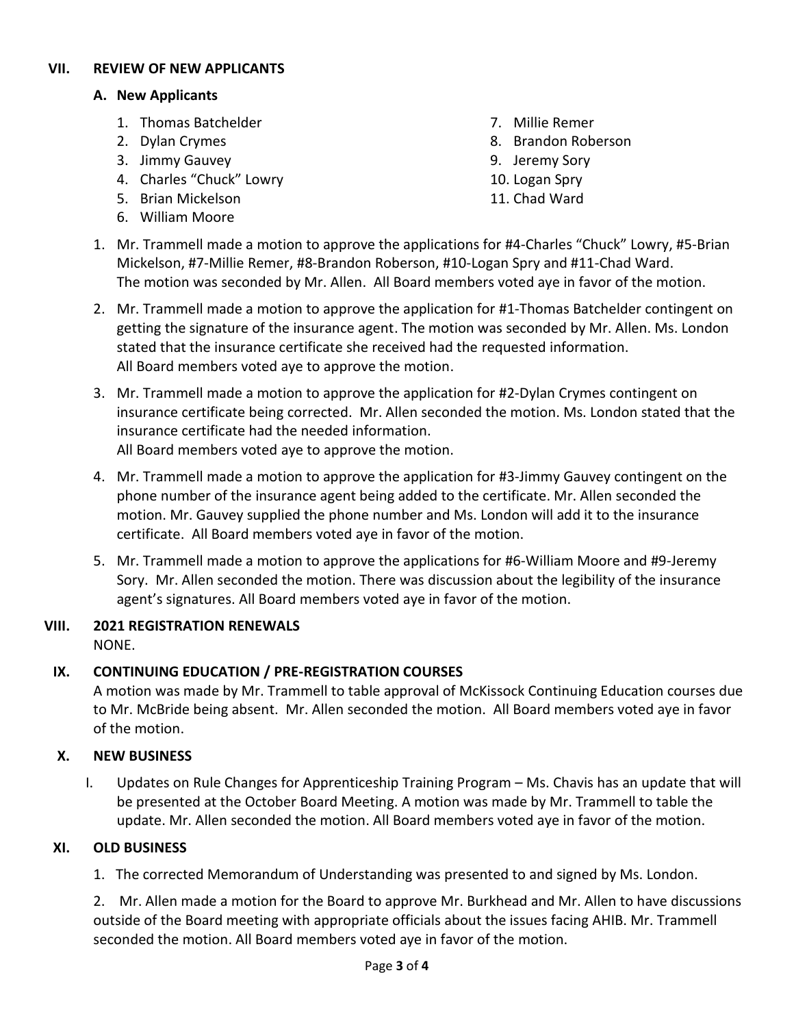## VII. REVIEW OF NEW APPLICANTS

### A. New Applicants

1. Thomas Batchelder
2. Dylan Crymes
3. Jimmy Gauvey
4. Charles “Chuck” Lowry
5. Brian Mickelson
6. William Moore
7. Millie Remer
8. Brandon Roberson
9. Jeremy Sory
10. Logan Spry
11. Chad Ward

1. Mr. Trammell made a motion to approve the applications for #4-Charles “Chuck” Lowry, #5-Brian Mickelson, #7-Millie Remer, #8-Brandon Roberson, #10-Logan Spry and #11-Chad Ward. The motion was seconded by Mr. Allen. All Board members voted aye in favor of the motion.
2. Mr. Trammell made a motion to approve the application for #1-Thomas Batchelder contingent on getting the signature of the insurance agent. The motion was seconded by Mr. Allen. Ms. London stated that the insurance certificate she received had the requested information. All Board members voted aye to approve the motion.
3. Mr. Trammell made a motion to approve the application for #2-Dylan Crymes contingent on insurance certificate being corrected. Mr. Allen seconded the motion. Ms. London stated that the insurance certificate had the needed information. All Board members voted aye to approve the motion.
4. Mr. Trammell made a motion to approve the application for #3-Jimmy Gauvey contingent on the phone number of the insurance agent being added to the certificate. Mr. Allen seconded the motion. Mr. Gauvey supplied the phone number and Ms. London will add it to the insurance certificate. All Board members voted aye in favor of the motion.
5. Mr. Trammell made a motion to approve the applications for #6-William Moore and #9-Jeremy Sory. Mr. Allen seconded the motion. There was discussion about the legibility of the insurance agent’s signatures. All Board members voted aye in favor of the motion.

## VIII. 2021 REGISTRATION RENEWALS

NONE.

## IX. CONTINUING EDUCATION / PRE-REGISTRATION COURSES

A motion was made by Mr. Trammell to table approval of McKissock Continuing Education courses due to Mr. McBride being absent. Mr. Allen seconded the motion. All Board members voted aye in favor of the motion.

## X. NEW BUSINESS

I. Updates on Rule Changes for Apprenticeship Training Program – Ms. Chavis has an update that will be presented at the October Board Meeting. A motion was made by Mr. Trammell to table the update. Mr. Allen seconded the motion. All Board members voted aye in favor of the motion.

## XI. OLD BUSINESS

1. The corrected Memorandum of Understanding was presented to and signed by Ms. London.

2. Mr. Allen made a motion for the Board to approve Mr. Burkhead and Mr. Allen to have discussions outside of the Board meeting with appropriate officials about the issues facing AHIB. Mr. Trammell seconded the motion. All Board members voted aye in favor of the motion.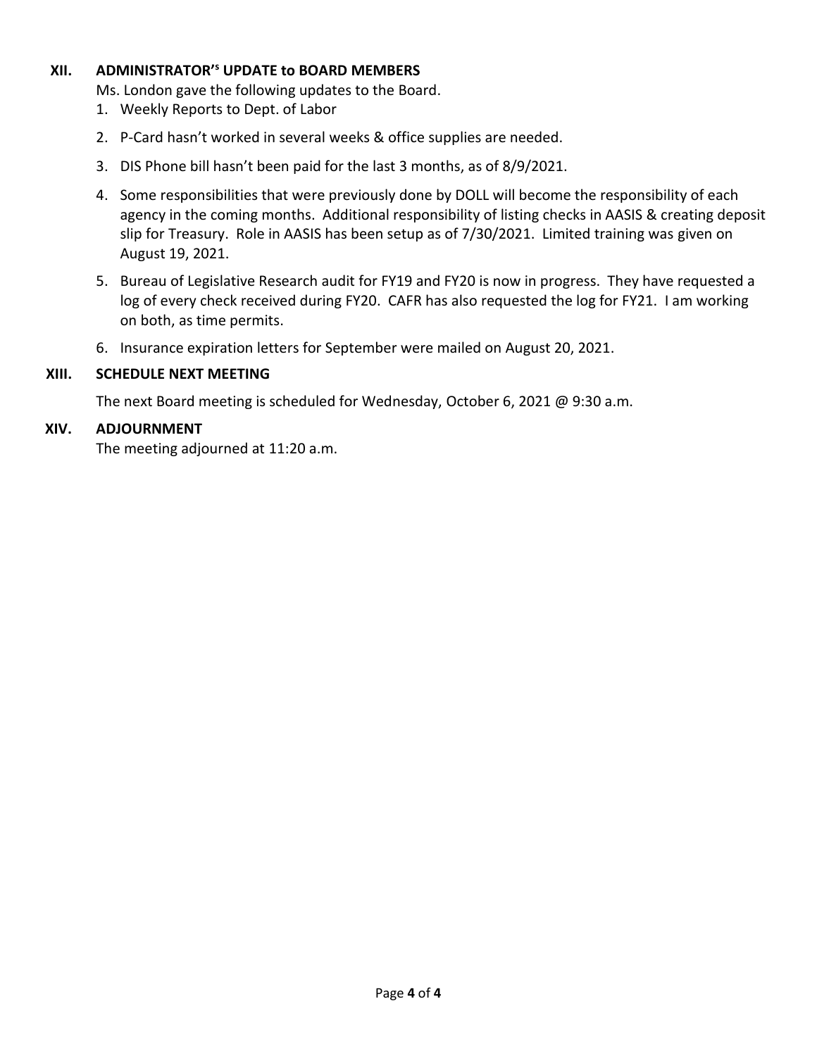## XII. ADMINISTRATOR'S UPDATE to BOARD MEMBERS

Ms. London gave the following updates to the Board.

1. Weekly Reports to Dept. of Labor
2. P-Card hasn't worked in several weeks & office supplies are needed.
3. DIS Phone bill hasn't been paid for the last 3 months, as of 8/9/2021.
4. Some responsibilities that were previously done by DOLL will become the responsibility of each agency in the coming months. Additional responsibility of listing checks in AASIS & creating deposit slip for Treasury. Role in AASIS has been setup as of 7/30/2021. Limited training was given on August 19, 2021.
5. Bureau of Legislative Research audit for FY19 and FY20 is now in progress. They have requested a log of every check received during FY20. CAFR has also requested the log for FY21. I am working on both, as time permits.
6. Insurance expiration letters for September were mailed on August 20, 2021.

## XIII. SCHEDULE NEXT MEETING

The next Board meeting is scheduled for Wednesday, October 6, 2021 @ 9:30 a.m.

## XIV. ADJOURNMENT

The meeting adjourned at 11:20 a.m.